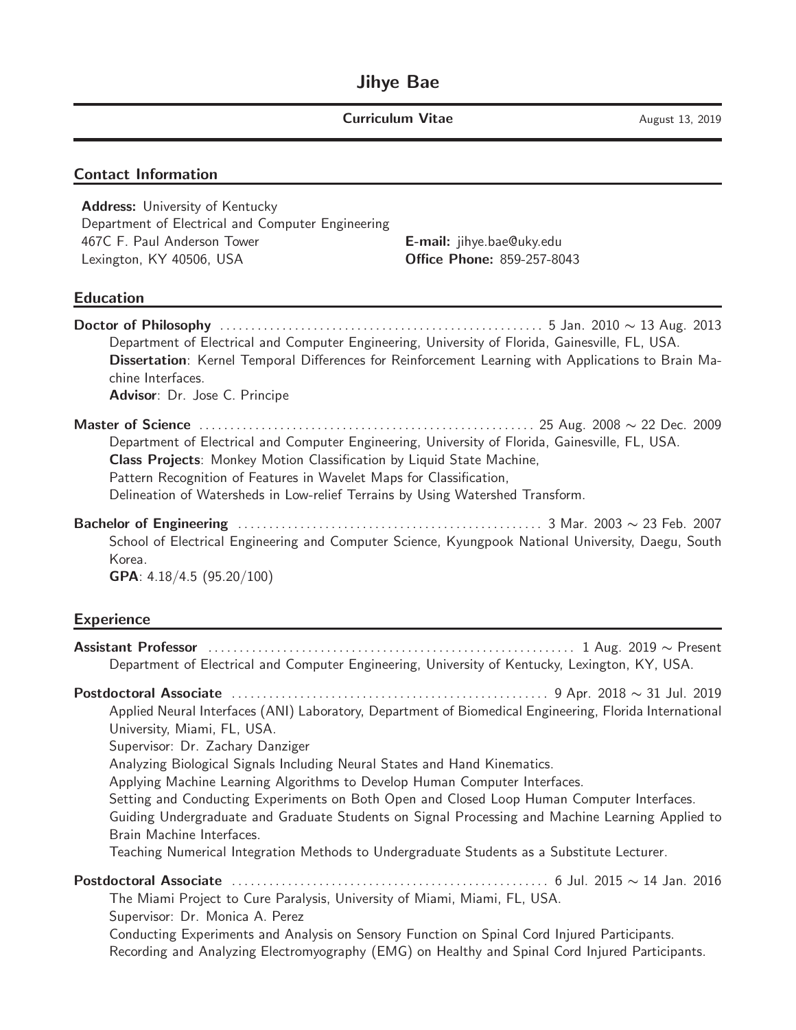# Jihye Bae

**Curriculum Vitae** August 13, 2019

## Contact Information

**Address:** University of Kentucky
Department of Electrical and Computer Engineering
467C F. Paul Anderson Tower
Lexington, KY 40506, USA

**E-mail:** jihye.bae@uky.edu
**Office Phone:** 859-257-8043

## Education

**Doctor of Philosophy** ........ 5 Jan. 2010 ∼ 13 Aug. 2013
Department of Electrical and Computer Engineering, University of Florida, Gainesville, FL, USA.
**Dissertation**: Kernel Temporal Differences for Reinforcement Learning with Applications to Brain Machine Interfaces.
**Advisor**: Dr. Jose C. Principe

**Master of Science** ........ 25 Aug. 2008 ∼ 22 Dec. 2009
Department of Electrical and Computer Engineering, University of Florida, Gainesville, FL, USA.
**Class Projects**: Monkey Motion Classification by Liquid State Machine,
Pattern Recognition of Features in Wavelet Maps for Classification,
Delineation of Watersheds in Low-relief Terrains by Using Watershed Transform.

**Bachelor of Engineering** ........ 3 Mar. 2003 ∼ 23 Feb. 2007
School of Electrical Engineering and Computer Science, Kyungpook National University, Daegu, South Korea.
**GPA**: 4.18/4.5 (95.20/100)

## Experience

**Assistant Professor** ........ 1 Aug. 2019 ∼ Present
Department of Electrical and Computer Engineering, University of Kentucky, Lexington, KY, USA.

**Postdoctoral Associate** ........ 9 Apr. 2018 ∼ 31 Jul. 2019
Applied Neural Interfaces (ANI) Laboratory, Department of Biomedical Engineering, Florida International University, Miami, FL, USA.
Supervisor: Dr. Zachary Danziger
Analyzing Biological Signals Including Neural States and Hand Kinematics.
Applying Machine Learning Algorithms to Develop Human Computer Interfaces.
Setting and Conducting Experiments on Both Open and Closed Loop Human Computer Interfaces.
Guiding Undergraduate and Graduate Students on Signal Processing and Machine Learning Applied to Brain Machine Interfaces.
Teaching Numerical Integration Methods to Undergraduate Students as a Substitute Lecturer.

**Postdoctoral Associate** ........ 6 Jul. 2015 ∼ 14 Jan. 2016
The Miami Project to Cure Paralysis, University of Miami, Miami, FL, USA.
Supervisor: Dr. Monica A. Perez
Conducting Experiments and Analysis on Sensory Function on Spinal Cord Injured Participants.
Recording and Analyzing Electromyography (EMG) on Healthy and Spinal Cord Injured Participants.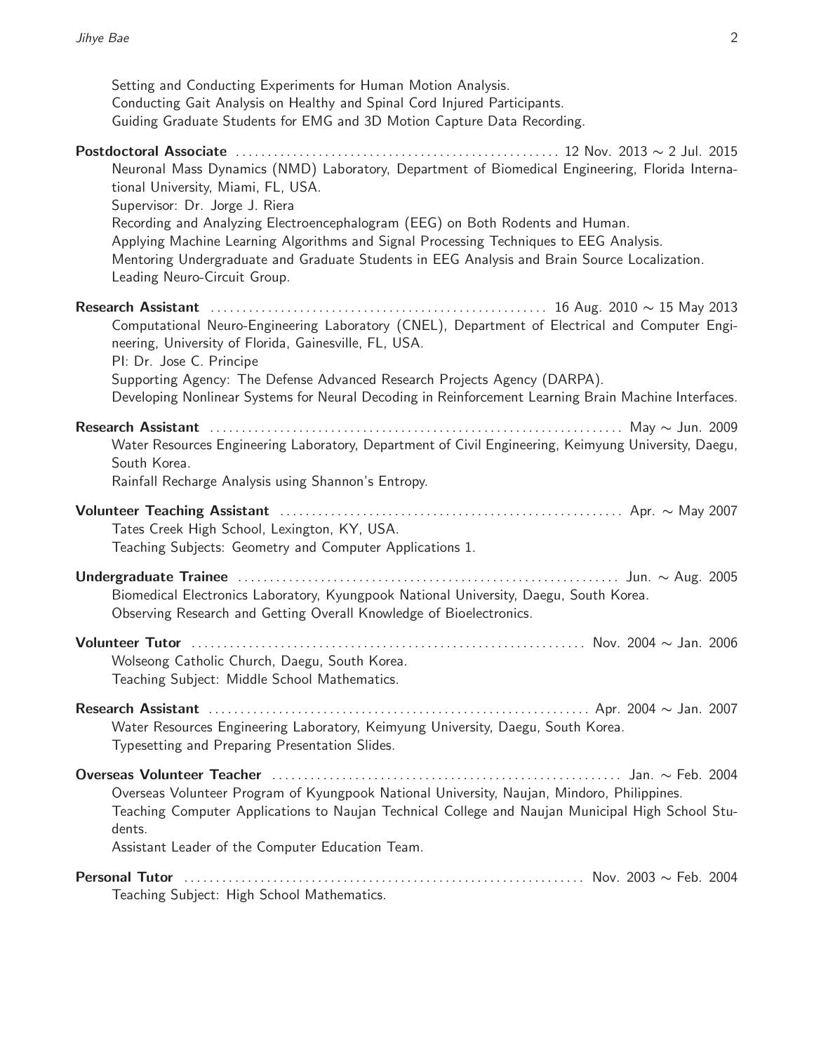Setting and Conducting Experiments for Human Motion Analysis.
Conducting Gait Analysis on Healthy and Spinal Cord Injured Participants.
Guiding Graduate Students for EMG and 3D Motion Capture Data Recording.

**Postdoctoral Associate** .................................................. 12 Nov. 2013 ∼ 2 Jul. 2015
Neuronal Mass Dynamics (NMD) Laboratory, Department of Biomedical Engineering, Florida International University, Miami, FL, USA.
Supervisor: Dr. Jorge J. Riera
Recording and Analyzing Electroencephalogram (EEG) on Both Rodents and Human.
Applying Machine Learning Algorithms and Signal Processing Techniques to EEG Analysis.
Mentoring Undergraduate and Graduate Students in EEG Analysis and Brain Source Localization.
Leading Neuro-Circuit Group.

**Research Assistant** .................................................. 16 Aug. 2010 ∼ 15 May 2013
Computational Neuro-Engineering Laboratory (CNEL), Department of Electrical and Computer Engineering, University of Florida, Gainesville, FL, USA.
PI: Dr. Jose C. Principe
Supporting Agency: The Defense Advanced Research Projects Agency (DARPA).
Developing Nonlinear Systems for Neural Decoding in Reinforcement Learning Brain Machine Interfaces.

**Research Assistant** .................................................. May ∼ Jun. 2009
Water Resources Engineering Laboratory, Department of Civil Engineering, Keimyung University, Daegu, South Korea.
Rainfall Recharge Analysis using Shannon's Entropy.

**Volunteer Teaching Assistant** .................................................. Apr. ∼ May 2007
Tates Creek High School, Lexington, KY, USA.
Teaching Subjects: Geometry and Computer Applications 1.

**Undergraduate Trainee** .................................................. Jun. ∼ Aug. 2005
Biomedical Electronics Laboratory, Kyungpook National University, Daegu, South Korea.
Observing Research and Getting Overall Knowledge of Bioelectronics.

**Volunteer Tutor** .................................................. Nov. 2004 ∼ Jan. 2006
Wolseong Catholic Church, Daegu, South Korea.
Teaching Subject: Middle School Mathematics.

**Research Assistant** .................................................. Apr. 2004 ∼ Jan. 2007
Water Resources Engineering Laboratory, Keimyung University, Daegu, South Korea.
Typesetting and Preparing Presentation Slides.

**Overseas Volunteer Teacher** .................................................. Jan. ∼ Feb. 2004
Overseas Volunteer Program of Kyungpook National University, Naujan, Mindoro, Philippines.
Teaching Computer Applications to Naujan Technical College and Naujan Municipal High School Students.
Assistant Leader of the Computer Education Team.

**Personal Tutor** .................................................. Nov. 2003 ∼ Feb. 2004
Teaching Subject: High School Mathematics.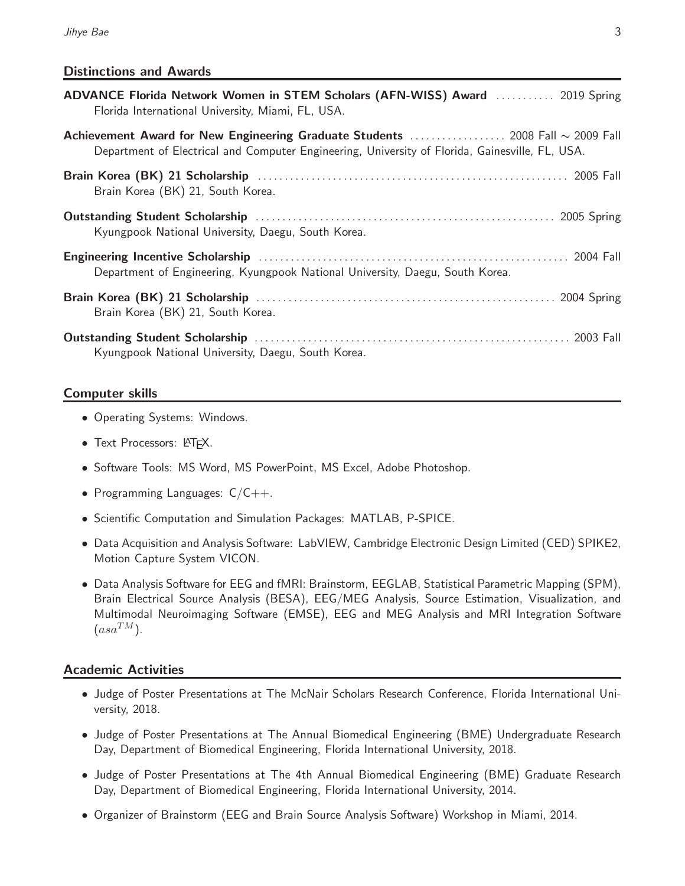## Distinctions and Awards

**ADVANCE Florida Network Women in STEM Scholars (AFN-WISS) Award** ........... 2019 Spring
Florida International University, Miami, FL, USA.

**Achievement Award for New Engineering Graduate Students** .................. 2008 Fall ∼ 2009 Fall
Department of Electrical and Computer Engineering, University of Florida, Gainesville, FL, USA.

**Brain Korea (BK) 21 Scholarship** .......................................................... 2005 Fall
Brain Korea (BK) 21, South Korea.

**Outstanding Student Scholarship** ....................................................... 2005 Spring
Kyungpook National University, Daegu, South Korea.

**Engineering Incentive Scholarship** ......................................................... 2004 Fall
Department of Engineering, Kyungpook National University, Daegu, South Korea.

**Brain Korea (BK) 21 Scholarship** ....................................................... 2004 Spring
Brain Korea (BK) 21, South Korea.

**Outstanding Student Scholarship** .......................................................... 2003 Fall
Kyungpook National University, Daegu, South Korea.

## Computer skills

- Operating Systems: Windows.
- Text Processors: LaTeX.
- Software Tools: MS Word, MS PowerPoint, MS Excel, Adobe Photoshop.
- Programming Languages: C/C++.
- Scientific Computation and Simulation Packages: MATLAB, P-SPICE.
- Data Acquisition and Analysis Software: LabVIEW, Cambridge Electronic Design Limited (CED) SPIKE2, Motion Capture System VICON.
- Data Analysis Software for EEG and fMRI: Brainstorm, EEGLAB, Statistical Parametric Mapping (SPM), Brain Electrical Source Analysis (BESA), EEG/MEG Analysis, Source Estimation, Visualization, and Multimodal Neuroimaging Software (EMSE), EEG and MEG Analysis and MRI Integration Software ($asa^{TM}$).

## Academic Activities

- Judge of Poster Presentations at The McNair Scholars Research Conference, Florida International University, 2018.
- Judge of Poster Presentations at The Annual Biomedical Engineering (BME) Undergraduate Research Day, Department of Biomedical Engineering, Florida International University, 2018.
- Judge of Poster Presentations at The 4th Annual Biomedical Engineering (BME) Graduate Research Day, Department of Biomedical Engineering, Florida International University, 2014.
- Organizer of Brainstorm (EEG and Brain Source Analysis Software) Workshop in Miami, 2014.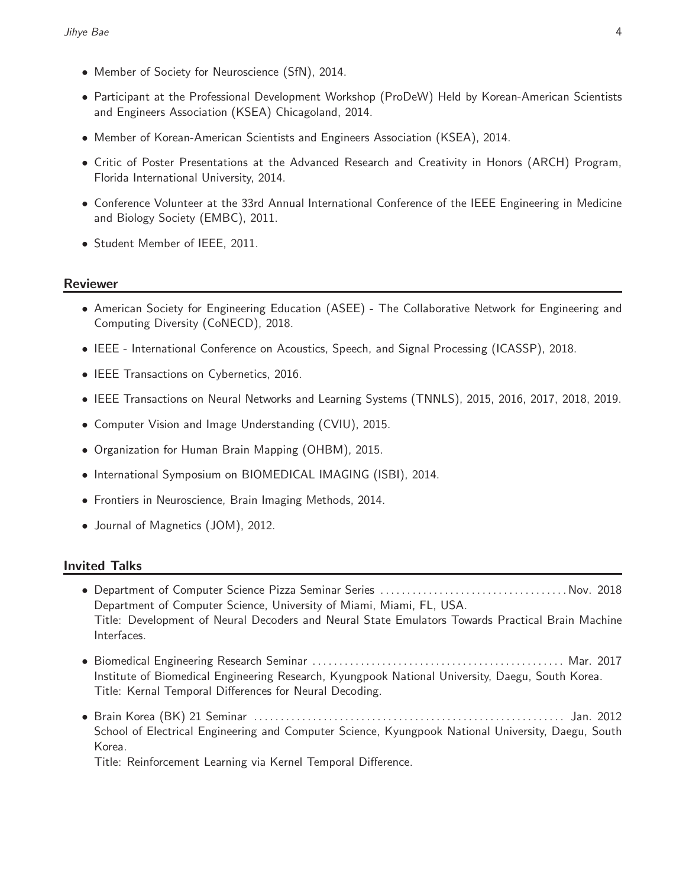- Member of Society for Neuroscience (SfN), 2014.
- Participant at the Professional Development Workshop (ProDeW) Held by Korean-American Scientists and Engineers Association (KSEA) Chicagoland, 2014.
- Member of Korean-American Scientists and Engineers Association (KSEA), 2014.
- Critic of Poster Presentations at the Advanced Research and Creativity in Honors (ARCH) Program, Florida International University, 2014.
- Conference Volunteer at the 33rd Annual International Conference of the IEEE Engineering in Medicine and Biology Society (EMBC), 2011.
- Student Member of IEEE, 2011.

## Reviewer

- American Society for Engineering Education (ASEE) - The Collaborative Network for Engineering and Computing Diversity (CoNECD), 2018.
- IEEE - International Conference on Acoustics, Speech, and Signal Processing (ICASSP), 2018.
- IEEE Transactions on Cybernetics, 2016.
- IEEE Transactions on Neural Networks and Learning Systems (TNNLS), 2015, 2016, 2017, 2018, 2019.
- Computer Vision and Image Understanding (CVIU), 2015.
- Organization for Human Brain Mapping (OHBM), 2015.
- International Symposium on BIOMEDICAL IMAGING (ISBI), 2014.
- Frontiers in Neuroscience, Brain Imaging Methods, 2014.
- Journal of Magnetics (JOM), 2012.

## Invited Talks

- Department of Computer Science Pizza Seminar Series .................................. Nov. 2018
  Department of Computer Science, University of Miami, Miami, FL, USA.
  Title: Development of Neural Decoders and Neural State Emulators Towards Practical Brain Machine Interfaces.
- Biomedical Engineering Research Seminar .............................................. Mar. 2017
  Institute of Biomedical Engineering Research, Kyungpook National University, Daegu, South Korea.
  Title: Kernal Temporal Differences for Neural Decoding.
- Brain Korea (BK) 21 Seminar .......................................................... Jan. 2012
  School of Electrical Engineering and Computer Science, Kyungpook National University, Daegu, South Korea.
  Title: Reinforcement Learning via Kernel Temporal Difference.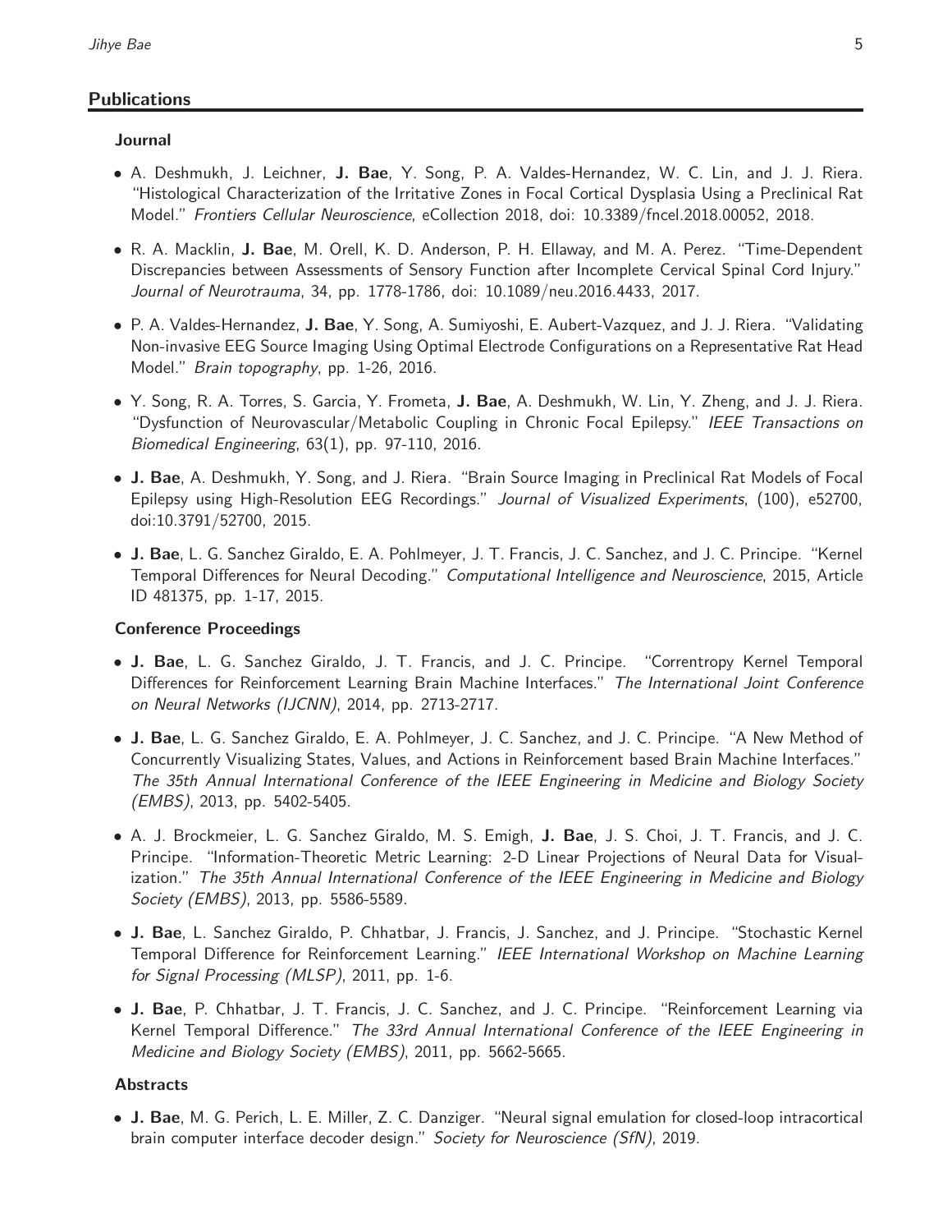## Publications

### Journal

- A. Deshmukh, J. Leichner, **J. Bae**, Y. Song, P. A. Valdes-Hernandez, W. C. Lin, and J. J. Riera. "Histological Characterization of the Irritative Zones in Focal Cortical Dysplasia Using a Preclinical Rat Model." *Frontiers Cellular Neuroscience*, eCollection 2018, doi: 10.3389/fncel.2018.00052, 2018.

- R. A. Macklin, **J. Bae**, M. Orell, K. D. Anderson, P. H. Ellaway, and M. A. Perez. "Time-Dependent Discrepancies between Assessments of Sensory Function after Incomplete Cervical Spinal Cord Injury." *Journal of Neurotrauma*, 34, pp. 1778-1786, doi: 10.1089/neu.2016.4433, 2017.

- P. A. Valdes-Hernandez, **J. Bae**, Y. Song, A. Sumiyoshi, E. Aubert-Vazquez, and J. J. Riera. "Validating Non-invasive EEG Source Imaging Using Optimal Electrode Configurations on a Representative Rat Head Model." *Brain topography*, pp. 1-26, 2016.

- Y. Song, R. A. Torres, S. Garcia, Y. Frometa, **J. Bae**, A. Deshmukh, W. Lin, Y. Zheng, and J. J. Riera. "Dysfunction of Neurovascular/Metabolic Coupling in Chronic Focal Epilepsy." *IEEE Transactions on Biomedical Engineering*, 63(1), pp. 97-110, 2016.

- **J. Bae**, A. Deshmukh, Y. Song, and J. Riera. "Brain Source Imaging in Preclinical Rat Models of Focal Epilepsy using High-Resolution EEG Recordings." *Journal of Visualized Experiments*, (100), e52700, doi:10.3791/52700, 2015.

- **J. Bae**, L. G. Sanchez Giraldo, E. A. Pohlmeyer, J. T. Francis, J. C. Sanchez, and J. C. Principe. "Kernel Temporal Differences for Neural Decoding." *Computational Intelligence and Neuroscience*, 2015, Article ID 481375, pp. 1-17, 2015.

### Conference Proceedings

- **J. Bae**, L. G. Sanchez Giraldo, J. T. Francis, and J. C. Principe. "Correntropy Kernel Temporal Differences for Reinforcement Learning Brain Machine Interfaces." *The International Joint Conference on Neural Networks (IJCNN)*, 2014, pp. 2713-2717.

- **J. Bae**, L. G. Sanchez Giraldo, E. A. Pohlmeyer, J. C. Sanchez, and J. C. Principe. "A New Method of Concurrently Visualizing States, Values, and Actions in Reinforcement based Brain Machine Interfaces." *The 35th Annual International Conference of the IEEE Engineering in Medicine and Biology Society (EMBS)*, 2013, pp. 5402-5405.

- A. J. Brockmeier, L. G. Sanchez Giraldo, M. S. Emigh, **J. Bae**, J. S. Choi, J. T. Francis, and J. C. Principe. "Information-Theoretic Metric Learning: 2-D Linear Projections of Neural Data for Visualization." *The 35th Annual International Conference of the IEEE Engineering in Medicine and Biology Society (EMBS)*, 2013, pp. 5586-5589.

- **J. Bae**, L. Sanchez Giraldo, P. Chhatbar, J. Francis, J. Sanchez, and J. Principe. "Stochastic Kernel Temporal Difference for Reinforcement Learning." *IEEE International Workshop on Machine Learning for Signal Processing (MLSP)*, 2011, pp. 1-6.

- **J. Bae**, P. Chhatbar, J. T. Francis, J. C. Sanchez, and J. C. Principe. "Reinforcement Learning via Kernel Temporal Difference." *The 33rd Annual International Conference of the IEEE Engineering in Medicine and Biology Society (EMBS)*, 2011, pp. 5662-5665.

### Abstracts

- **J. Bae**, M. G. Perich, L. E. Miller, Z. C. Danziger. "Neural signal emulation for closed-loop intracortical brain computer interface decoder design." *Society for Neuroscience (SfN)*, 2019.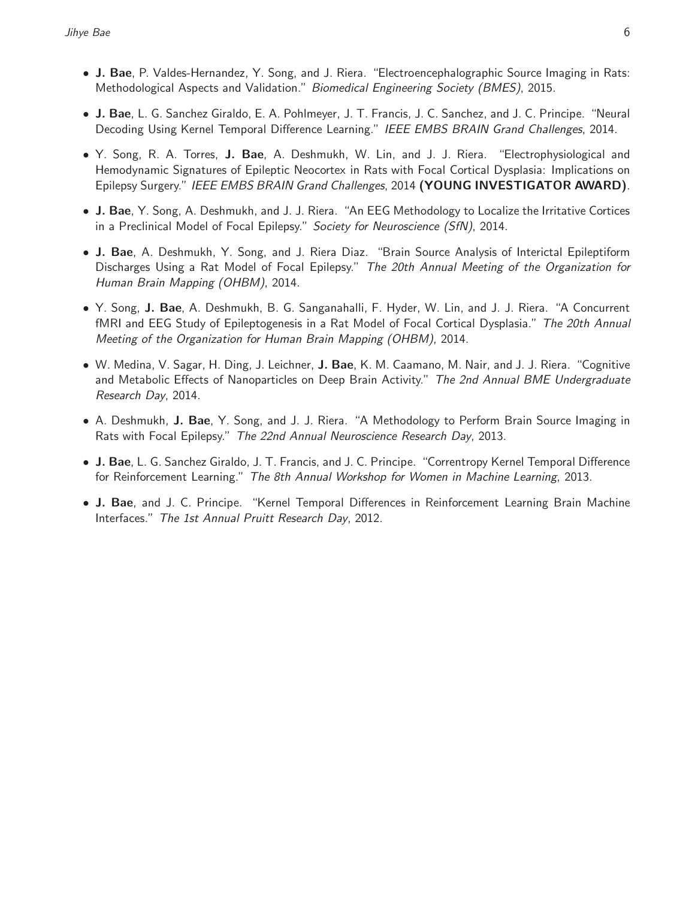- **J. Bae**, P. Valdes-Hernandez, Y. Song, and J. Riera. "Electroencephalographic Source Imaging in Rats: Methodological Aspects and Validation." *Biomedical Engineering Society (BMES)*, 2015.

- **J. Bae**, L. G. Sanchez Giraldo, E. A. Pohlmeyer, J. T. Francis, J. C. Sanchez, and J. C. Principe. "Neural Decoding Using Kernel Temporal Difference Learning." *IEEE EMBS BRAIN Grand Challenges*, 2014.

- Y. Song, R. A. Torres, **J. Bae**, A. Deshmukh, W. Lin, and J. J. Riera. "Electrophysiological and Hemodynamic Signatures of Epileptic Neocortex in Rats with Focal Cortical Dysplasia: Implications on Epilepsy Surgery." *IEEE EMBS BRAIN Grand Challenges*, 2014 **(YOUNG INVESTIGATOR AWARD)**.

- **J. Bae**, Y. Song, A. Deshmukh, and J. J. Riera. "An EEG Methodology to Localize the Irritative Cortices in a Preclinical Model of Focal Epilepsy." *Society for Neuroscience (SfN)*, 2014.

- **J. Bae**, A. Deshmukh, Y. Song, and J. Riera Diaz. "Brain Source Analysis of Interictal Epileptiform Discharges Using a Rat Model of Focal Epilepsy." *The 20th Annual Meeting of the Organization for Human Brain Mapping (OHBM)*, 2014.

- Y. Song, **J. Bae**, A. Deshmukh, B. G. Sanganahalli, F. Hyder, W. Lin, and J. J. Riera. "A Concurrent fMRI and EEG Study of Epileptogenesis in a Rat Model of Focal Cortical Dysplasia." *The 20th Annual Meeting of the Organization for Human Brain Mapping (OHBM)*, 2014.

- W. Medina, V. Sagar, H. Ding, J. Leichner, **J. Bae**, K. M. Caamano, M. Nair, and J. J. Riera. "Cognitive and Metabolic Effects of Nanoparticles on Deep Brain Activity." *The 2nd Annual BME Undergraduate Research Day*, 2014.

- A. Deshmukh, **J. Bae**, Y. Song, and J. J. Riera. "A Methodology to Perform Brain Source Imaging in Rats with Focal Epilepsy." *The 22nd Annual Neuroscience Research Day*, 2013.

- **J. Bae**, L. G. Sanchez Giraldo, J. T. Francis, and J. C. Principe. "Correntropy Kernel Temporal Difference for Reinforcement Learning." *The 8th Annual Workshop for Women in Machine Learning*, 2013.

- **J. Bae**, and J. C. Principe. "Kernel Temporal Differences in Reinforcement Learning Brain Machine Interfaces." *The 1st Annual Pruitt Research Day*, 2012.